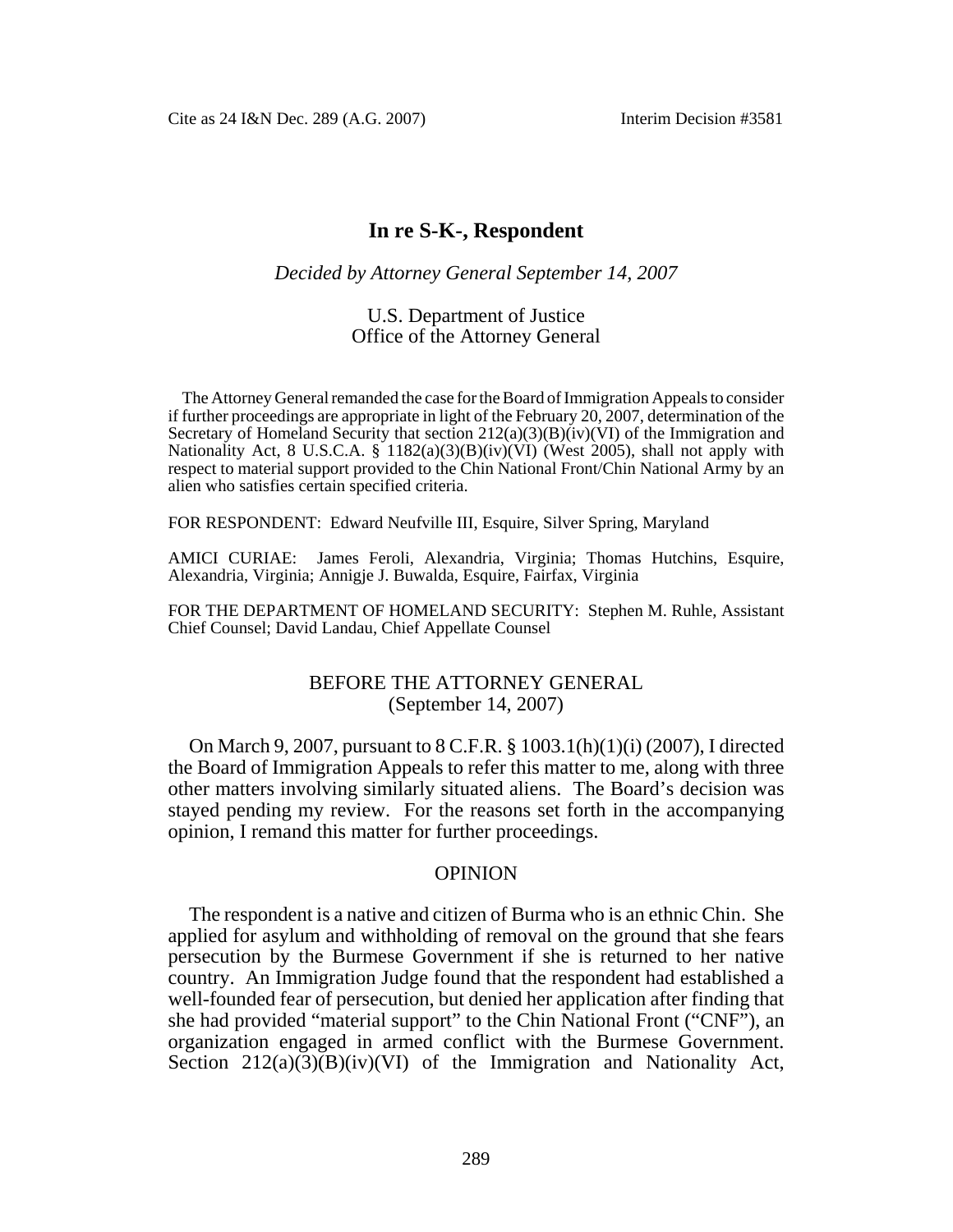# In re S-K-, Respondent

*Decided by Attorney General September 14, 2007*

U.S. Department of Justice
Office of the Attorney General

The Attorney General remanded the case for the Board of Immigration Appeals to consider if further proceedings are appropriate in light of the February 20, 2007, determination of the Secretary of Homeland Security that section 212(a)(3)(B)(iv)(VI) of the Immigration and Nationality Act, 8 U.S.C.A. § 1182(a)(3)(B)(iv)(VI) (West 2005), shall not apply with respect to material support provided to the Chin National Front/Chin National Army by an alien who satisfies certain specified criteria.

FOR RESPONDENT: Edward Neufville III, Esquire, Silver Spring, Maryland

AMICI CURIAE: James Feroli, Alexandria, Virginia; Thomas Hutchins, Esquire, Alexandria, Virginia; Annigje J. Buwalda, Esquire, Fairfax, Virginia

FOR THE DEPARTMENT OF HOMELAND SECURITY: Stephen M. Ruhle, Assistant Chief Counsel; David Landau, Chief Appellate Counsel

## BEFORE THE ATTORNEY GENERAL
(September 14, 2007)

On March 9, 2007, pursuant to 8 C.F.R. § 1003.1(h)(1)(i) (2007), I directed the Board of Immigration Appeals to refer this matter to me, along with three other matters involving similarly situated aliens. The Board's decision was stayed pending my review. For the reasons set forth in the accompanying opinion, I remand this matter for further proceedings.

## OPINION

The respondent is a native and citizen of Burma who is an ethnic Chin. She applied for asylum and withholding of removal on the ground that she fears persecution by the Burmese Government if she is returned to her native country. An Immigration Judge found that the respondent had established a well-founded fear of persecution, but denied her application after finding that she had provided "material support" to the Chin National Front ("CNF"), an organization engaged in armed conflict with the Burmese Government. Section 212(a)(3)(B)(iv)(VI) of the Immigration and Nationality Act,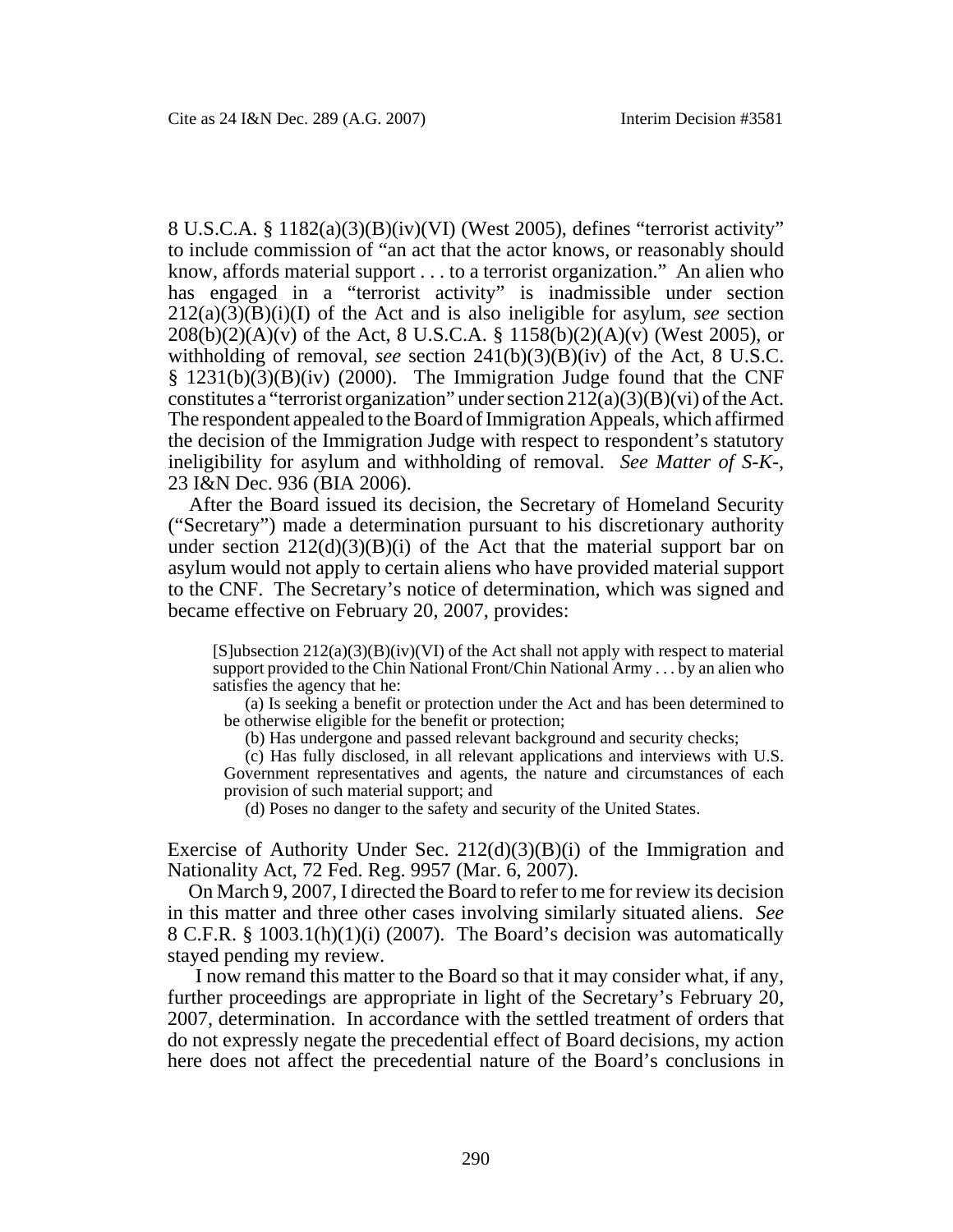8 U.S.C.A. § 1182(a)(3)(B)(iv)(VI) (West 2005), defines "terrorist activity" to include commission of "an act that the actor knows, or reasonably should know, affords material support . . . to a terrorist organization." An alien who has engaged in a "terrorist activity" is inadmissible under section 212(a)(3)(B)(i)(I) of the Act and is also ineligible for asylum, *see* section 208(b)(2)(A)(v) of the Act, 8 U.S.C.A. § 1158(b)(2)(A)(v) (West 2005), or withholding of removal, *see* section 241(b)(3)(B)(iv) of the Act, 8 U.S.C. § 1231(b)(3)(B)(iv) (2000). The Immigration Judge found that the CNF constitutes a "terrorist organization" under section 212(a)(3)(B)(vi) of the Act. The respondent appealed to the Board of Immigration Appeals, which affirmed the decision of the Immigration Judge with respect to respondent's statutory ineligibility for asylum and withholding of removal. *See Matter of S-K-*, 23 I&N Dec. 936 (BIA 2006).

After the Board issued its decision, the Secretary of Homeland Security ("Secretary") made a determination pursuant to his discretionary authority under section 212(d)(3)(B)(i) of the Act that the material support bar on asylum would not apply to certain aliens who have provided material support to the CNF. The Secretary's notice of determination, which was signed and became effective on February 20, 2007, provides:

> [S]ubsection 212(a)(3)(B)(iv)(VI) of the Act shall not apply with respect to material support provided to the Chin National Front/Chin National Army . . . by an alien who satisfies the agency that he:
>
> (a) Is seeking a benefit or protection under the Act and has been determined to be otherwise eligible for the benefit or protection;
>
> (b) Has undergone and passed relevant background and security checks;
>
> (c) Has fully disclosed, in all relevant applications and interviews with U.S. Government representatives and agents, the nature and circumstances of each provision of such material support; and
>
> (d) Poses no danger to the safety and security of the United States.

Exercise of Authority Under Sec. 212(d)(3)(B)(i) of the Immigration and Nationality Act, 72 Fed. Reg. 9957 (Mar. 6, 2007).

On March 9, 2007, I directed the Board to refer to me for review its decision in this matter and three other cases involving similarly situated aliens. *See* 8 C.F.R. § 1003.1(h)(1)(i) (2007). The Board's decision was automatically stayed pending my review.

I now remand this matter to the Board so that it may consider what, if any, further proceedings are appropriate in light of the Secretary's February 20, 2007, determination. In accordance with the settled treatment of orders that do not expressly negate the precedential effect of Board decisions, my action here does not affect the precedential nature of the Board's conclusions in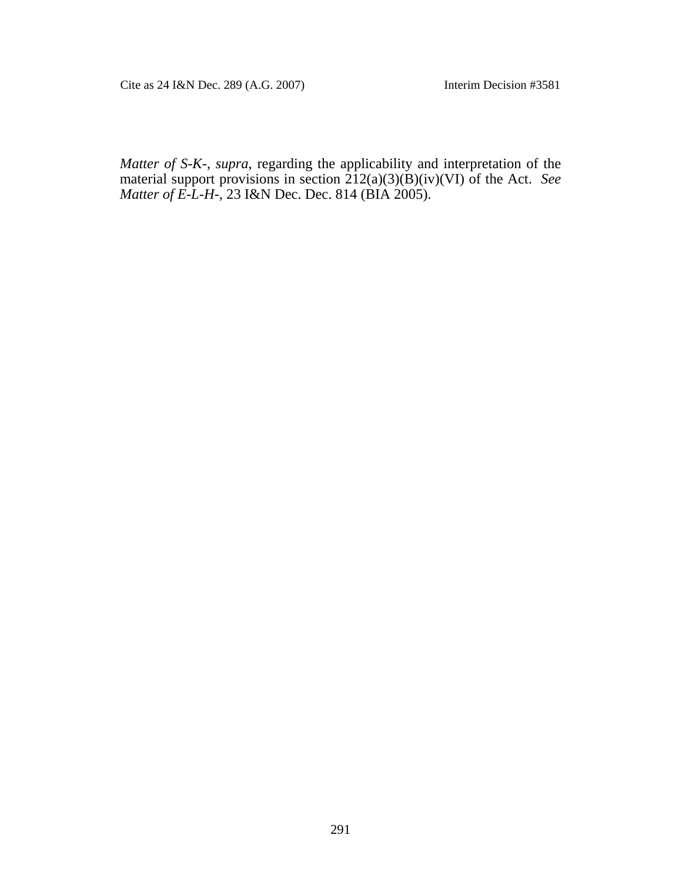*Matter of S-K-*, *supra*, regarding the applicability and interpretation of the material support provisions in section 212(a)(3)(B)(iv)(VI) of the Act. *See Matter of E-L-H-*, 23 I&N Dec. Dec. 814 (BIA 2005).